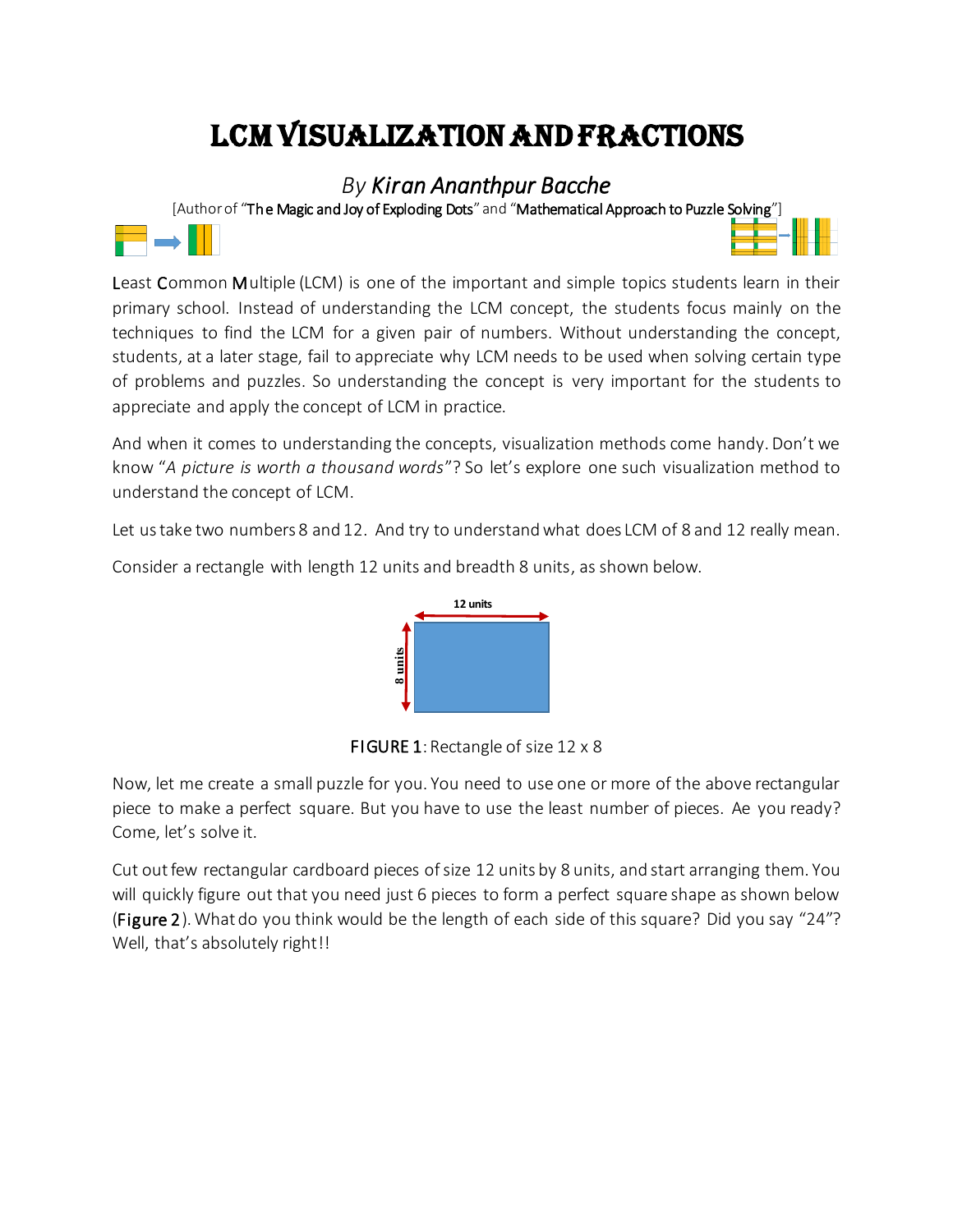# LCM VISUALIZATION AND FRACTIONS

*By Kiran Ananthpur Bacche*

[Author of "The Magic and Joy of Exploding Dots" and "Mathematical Approach to Puzzle Solving"]

Least Common Multiple (LCM) is one of the important and simple topics students learn in their primary school. Instead of understanding the LCM concept, the students focus mainly on the techniques to find the LCM for a given pair of numbers. Without understanding the concept, students, at a later stage, fail to appreciate why LCM needs to be used when solving certain type of problems and puzzles. So understanding the concept is very important for the students to appreciate and apply the concept of LCM in practice.

And when it comes to understanding the concepts, visualization methods come handy. Don't we know "*A picture is worth a thousand words*"? So let's explore one such visualization method to understand the concept of LCM.

Let us take two numbers 8 and 12. And try to understand what does LCM of 8 and 12 really mean.

Consider a rectangle with length 12 units and breadth 8 units, as shown below.

12 units

8 units

FIGURE 1: Rectangle of size 12 x 8

Now, let me create a small puzzle for you. You need to use one or more of the above rectangular piece to make a perfect square. But you have to use the least number of pieces. Ae you ready? Come, let's solve it.

Cut out few rectangular cardboard pieces of size 12 units by 8 units, and start arranging them. You will quickly figure out that you need just 6 pieces to form a perfect square shape as shown below (Figure 2). What do you think would be the length of each side of this square? Did you say "24"? Well, that's absolutely right!!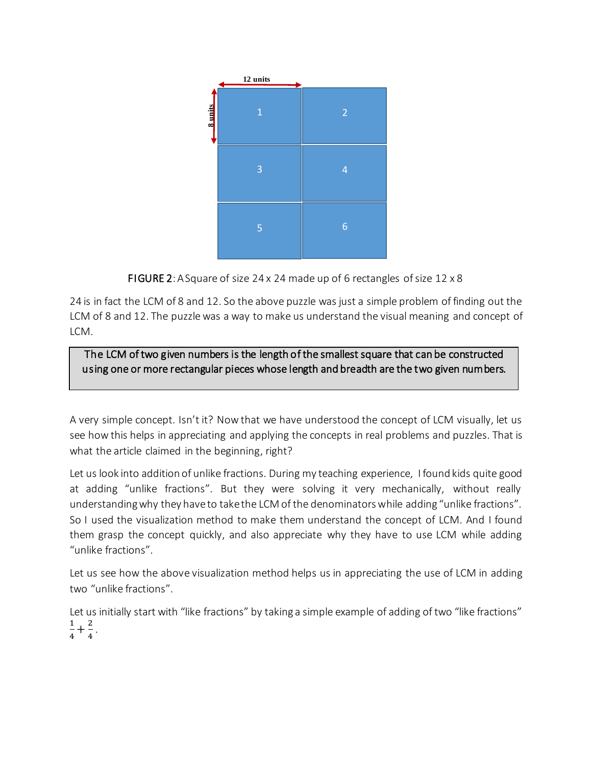**FIGURE 2**: A Square of size 24 x 24 made up of 6 rectangles of size 12 x 8

24 is in fact the LCM of 8 and 12. So the above puzzle was just a simple problem of finding out the LCM of 8 and 12. The puzzle was a way to make us understand the visual meaning and concept of LCM.

> The LCM of two given numbers is the length of the smallest square that can be constructed using one or more rectangular pieces whose length and breadth are the two given numbers.

A very simple concept. Isn't it? Now that we have understood the concept of LCM visually, let us see how this helps in appreciating and applying the concepts in real problems and puzzles. That is what the article claimed in the beginning, right?

Let us look into addition of unlike fractions. During my teaching experience, I found kids quite good at adding "unlike fractions". But they were solving it very mechanically, without really understanding why they have to take the LCM of the denominators while adding "unlike fractions". So I used the visualization method to make them understand the concept of LCM. And I found them grasp the concept quickly, and also appreciate why they have to use LCM while adding "unlike fractions".

Let us see how the above visualization method helps us in appreciating the use of LCM in adding two "unlike fractions".

Let us initially start with "like fractions" by taking a simple example of adding of two "like fractions" $\frac{1}{4}+\frac{2}{4}$.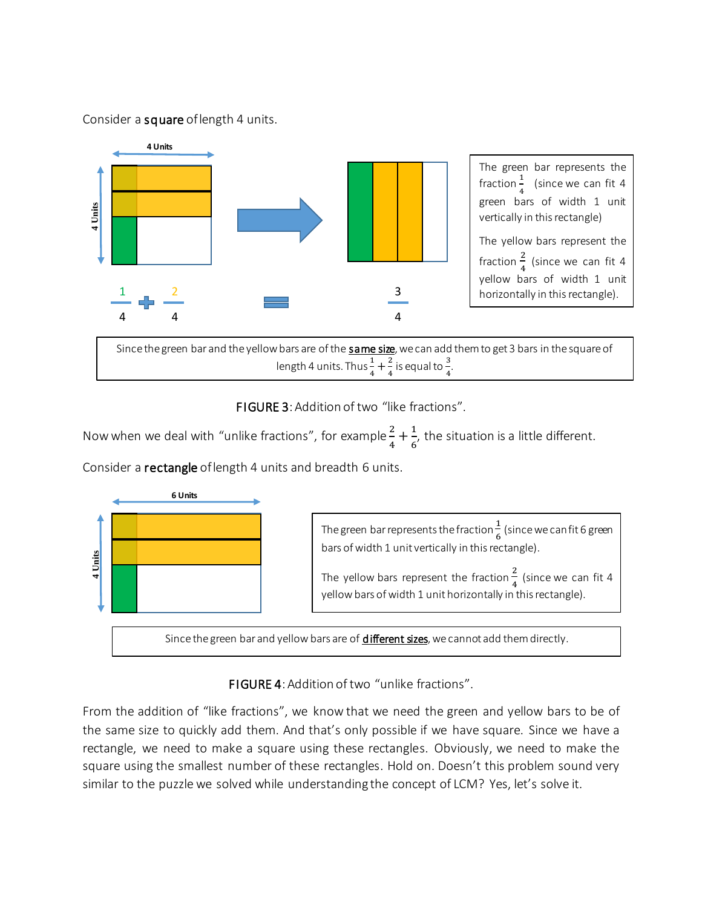Consider a **square** of length 4 units.

4 Units

4 Units

$\frac{1}{4} + \frac{2}{4} = \frac{3}{4}$

The green bar represents the fraction $\frac{1}{4}$ (since we can fit 4 green bars of width 1 unit vertically in this rectangle)

The yellow bars represent the fraction $\frac{2}{4}$ (since we can fit 4 yellow bars of width 1 unit horizontally in this rectangle).

Since the green bar and the yellow bars are of the **same size**, we can add them to get 3 bars in the square of length 4 units. Thus $\frac{1}{4} + \frac{2}{4}$ is equal to $\frac{3}{4}$.

**FIGURE 3**: Addition of two "like fractions".

Now when we deal with "unlike fractions", for example $\frac{2}{4} + \frac{1}{6}$, the situation is a little different.

Consider a **rectangle** of length 4 units and breadth 6 units.

6 Units

4 Units

The green bar represents the fraction $\frac{1}{6}$ (since we can fit 6 green bars of width 1 unit vertically in this rectangle).

The yellow bars represent the fraction $\frac{2}{4}$ (since we can fit 4 yellow bars of width 1 unit horizontally in this rectangle).

Since the green bar and yellow bars are of **different sizes**, we cannot add them directly.

**FIGURE 4**: Addition of two "unlike fractions".

From the addition of "like fractions", we know that we need the green and yellow bars to be of the same size to quickly add them. And that's only possible if we have square. Since we have a rectangle, we need to make a square using these rectangles. Obviously, we need to make the square using the smallest number of these rectangles. Hold on. Doesn't this problem sound very similar to the puzzle we solved while understanding the concept of LCM? Yes, let's solve it.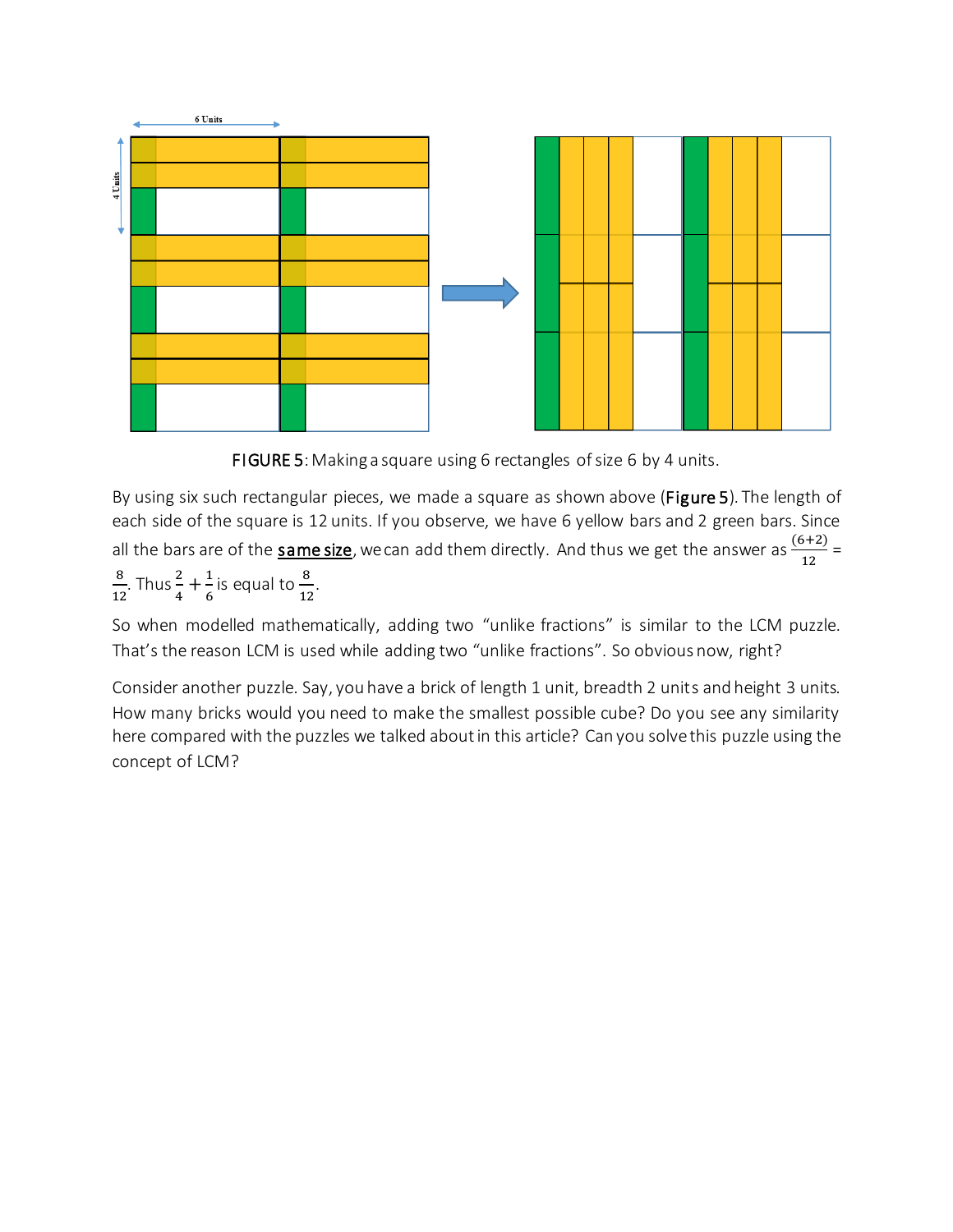6 Units

4 Units

FIGURE 5: Making a square using 6 rectangles of size 6 by 4 units.

By using six such rectangular pieces, we made a square as shown above (**Figure 5**). The length of each side of the square is 12 units. If you observe, we have 6 yellow bars and 2 green bars. Since all the bars are of the **same size**, we can add them directly. And thus we get the answer as $\frac{(6+2)}{12} = \frac{8}{12}$. Thus $\frac{2}{4} + \frac{1}{6}$ is equal to $\frac{8}{12}$.

So when modelled mathematically, adding two "unlike fractions" is similar to the LCM puzzle. That's the reason LCM is used while adding two "unlike fractions". So obvious now, right?

Consider another puzzle. Say, you have a brick of length 1 unit, breadth 2 units and height 3 units. How many bricks would you need to make the smallest possible cube? Do you see any similarity here compared with the puzzles we talked about in this article? Can you solve this puzzle using the concept of LCM?